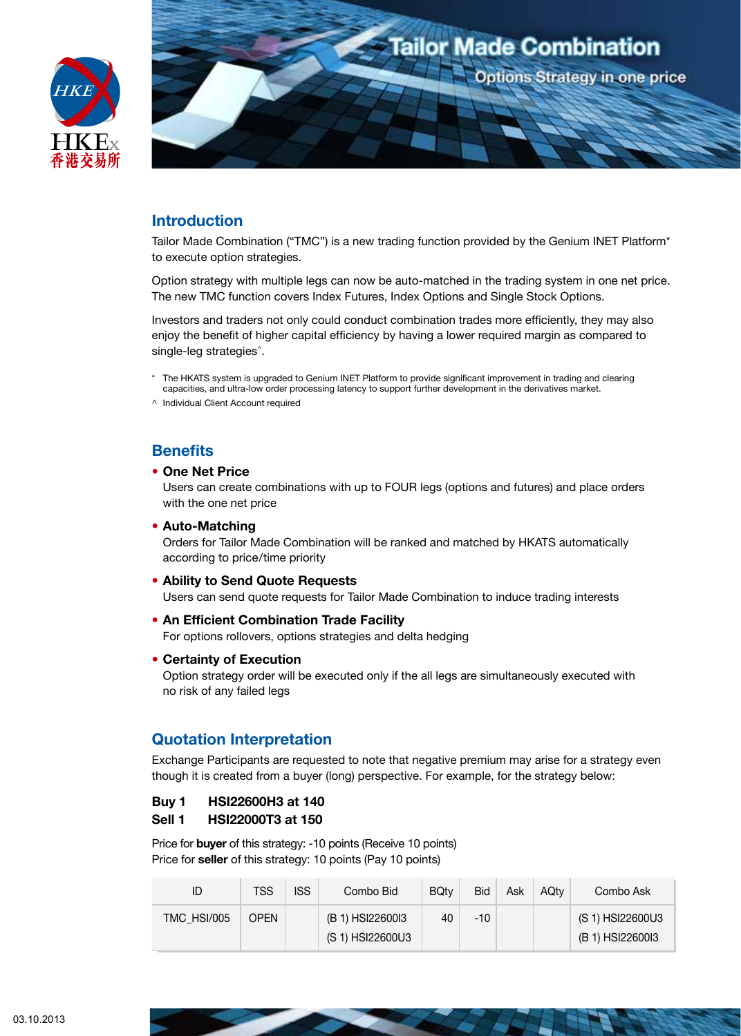HKEx 香港交易所

# Tailor Made Combination

Options Strategy in one price

## Introduction

Tailor Made Combination ("TMC") is a new trading function provided by the Genium INET Platform* to execute option strategies.

Option strategy with multiple legs can now be auto-matched in the trading system in one net price. The new TMC function covers Index Futures, Index Options and Single Stock Options.

Investors and traders not only could conduct combination trades more efficiently, they may also enjoy the benefit of higher capital efficiency by having a lower required margin as compared to single-leg strategies^.

\* The HKATS system is upgraded to Genium INET Platform to provide significant improvement in trading and clearing capacities, and ultra-low order processing latency to support further development in the derivatives market.

^ Individual Client Account required

## Benefits

- **One Net Price**
  Users can create combinations with up to FOUR legs (options and futures) and place orders with the one net price
- **Auto-Matching**
  Orders for Tailor Made Combination will be ranked and matched by HKATS automatically according to price/time priority
- **Ability to Send Quote Requests**
  Users can send quote requests for Tailor Made Combination to induce trading interests
- **An Efficient Combination Trade Facility**
  For options rollovers, options strategies and delta hedging
- **Certainty of Execution**
  Option strategy order will be executed only if the all legs are simultaneously executed with no risk of any failed legs

## Quotation Interpretation

Exchange Participants are requested to note that negative premium may arise for a strategy even though it is created from a buyer (long) perspective. For example, for the strategy below:

**Buy 1 HSI22600H3 at 140**
**Sell 1 HSI22000T3 at 150**

Price for **buyer** of this strategy: -10 points (Receive 10 points)
Price for **seller** of this strategy: 10 points (Pay 10 points)

| ID | TSS | ISS | Combo Bid | BQty | Bid | Ask | AQty | Combo Ask |
|---|---|---|---|---|---|---|---|---|
| TMC_HSI/005 | OPEN | | (B 1) HSI22600I3<br>(S 1) HSI22600U3 | 40 | -10 | | | (S 1) HSI22600U3<br>(B 1) HSI22600I3 |

03.10.2013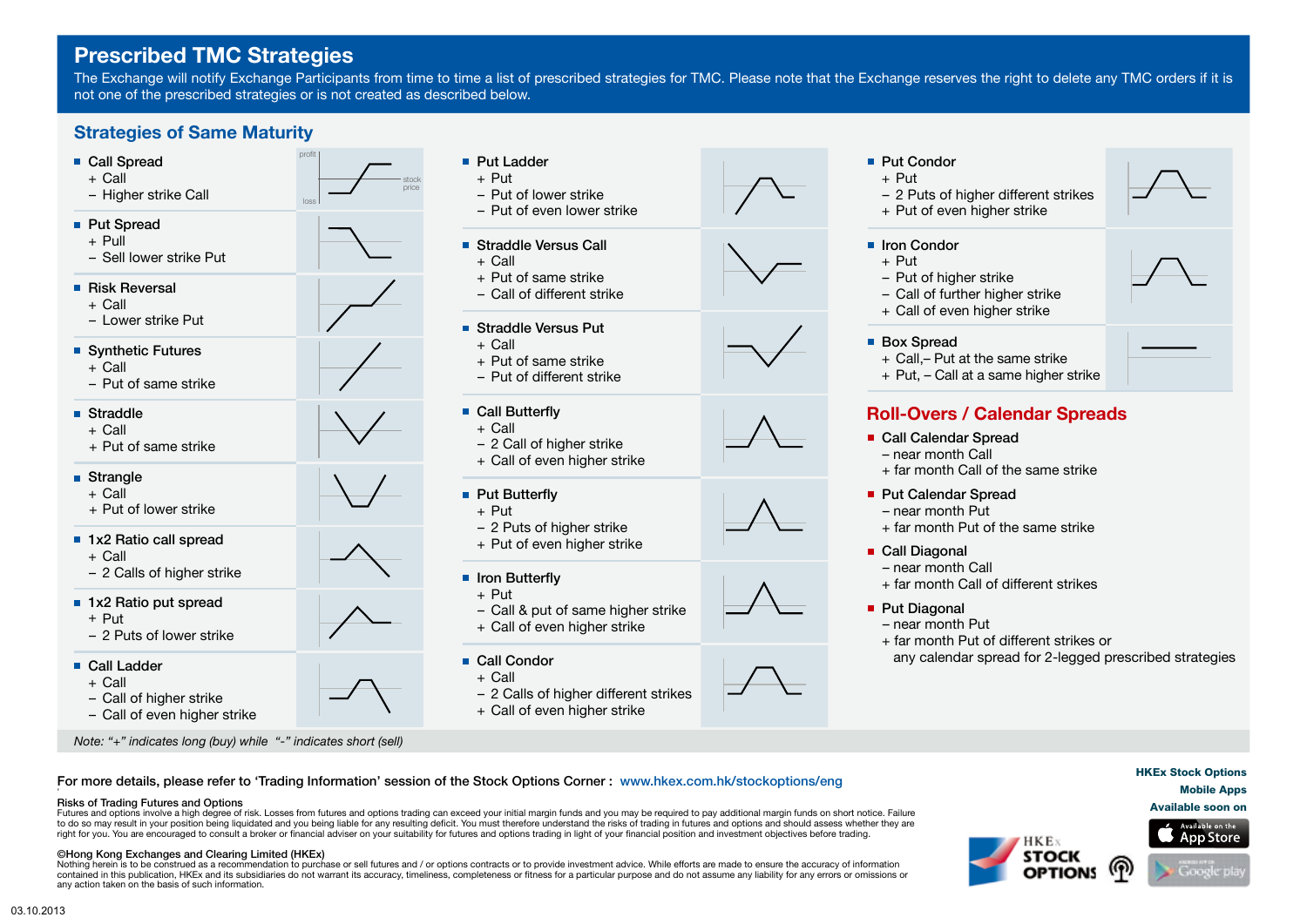# Prescribed TMC Strategies

The Exchange will notify Exchange Participants from time to time a list of prescribed strategies for TMC. Please note that the Exchange reserves the right to delete any TMC orders if it is not one of the prescribed strategies or is not created as described below.

## Strategies of Same Maturity

- **Call Spread**
  - \+ Call
  - – Higher strike Call

profit
stock price
loss

- **Put Spread**
  - \+ Pull
  - – Sell lower strike Put
- **Risk Reversal**
  - \+ Call
  - – Lower strike Put
- **Synthetic Futures**
  - \+ Call
  - – Put of same strike
- **Straddle**
  - \+ Call
  - \+ Put of same strike
- **Strangle**
  - \+ Call
  - \+ Put of lower strike
- **1x2 Ratio call spread**
  - \+ Call
  - – 2 Calls of higher strike
- **1x2 Ratio put spread**
  - \+ Put
  - – 2 Puts of lower strike
- **Call Ladder**
  - \+ Call
  - – Call of higher strike
  - – Call of even higher strike
- **Put Ladder**
  - \+ Put
  - – Put of lower strike
  - – Put of even lower strike
- **Straddle Versus Call**
  - \+ Call
  - \+ Put of same strike
  - – Call of different strike
- **Straddle Versus Put**
  - \+ Call
  - \+ Put of same strike
  - – Put of different strike
- **Call Butterfly**
  - \+ Call
  - – 2 Call of higher strike
  - \+ Call of even higher strike
- **Put Butterfly**
  - \+ Put
  - – 2 Puts of higher strike
  - \+ Put of even higher strike
- **Iron Butterfly**
  - \+ Put
  - – Call & put of same higher strike
  - \+ Call of even higher strike
- **Call Condor**
  - \+ Call
  - – 2 Calls of higher different strikes
  - \+ Call of even higher strike
- **Put Condor**
  - \+ Put
  - – 2 Puts of higher different strikes
  - \+ Put of even higher strike
- **Iron Condor**
  - \+ Put
  - – Put of higher strike
  - – Call of further higher strike
  - \+ Call of even higher strike
- **Box Spread**
  - \+ Call,– Put at the same strike
  - \+ Put, – Call at a same higher strike

## Roll-Overs / Calendar Spreads

- **Call Calendar Spread**
  - – near month Call
  - \+ far month Call of the same strike
- **Put Calendar Spread**
  - – near month Put
  - \+ far month Put of the same strike
- **Call Diagonal**
  - – near month Call
  - \+ far month Call of different strikes
- **Put Diagonal**
  - – near month Put
  - \+ far month Put of different strikes or any calendar spread for 2-legged prescribed strategies

*Note: "+" indicates long (buy) while "-" indicates short (sell)*

For more details, please refer to 'Trading Information' session of the Stock Options Corner : www.hkex.com.hk/stockoptions/eng

**Risks of Trading Futures and Options**
Futures and options involve a high degree of risk. Losses from futures and options trading can exceed your initial margin funds and you may be required to pay additional margin funds on short notice. Failure to do so may result in your position being liquidated and you being liable for any resulting deficit. You must therefore understand the risks of trading in futures and options and should assess whether they are right for you. You are encouraged to consult a broker or financial adviser on your suitability for futures and options trading in light of your financial position and investment objectives before trading.

**©Hong Kong Exchanges and Clearing Limited (HKEx)**
Nothing herein is to be construed as a recommendation to purchase or sell futures and / or options contracts or to provide investment advice. While efforts are made to ensure the accuracy of information contained in this publication, HKEx and its subsidiaries do not warrant its accuracy, timeliness, completeness or fitness for a particular purpose and do not assume any liability for any errors or omissions or any action taken on the basis of such information.

HKEx Stock Options
Mobile Apps
Available soon on

HKEx STOCK OPTIONS

Available on the App Store

Google play

03.10.2013